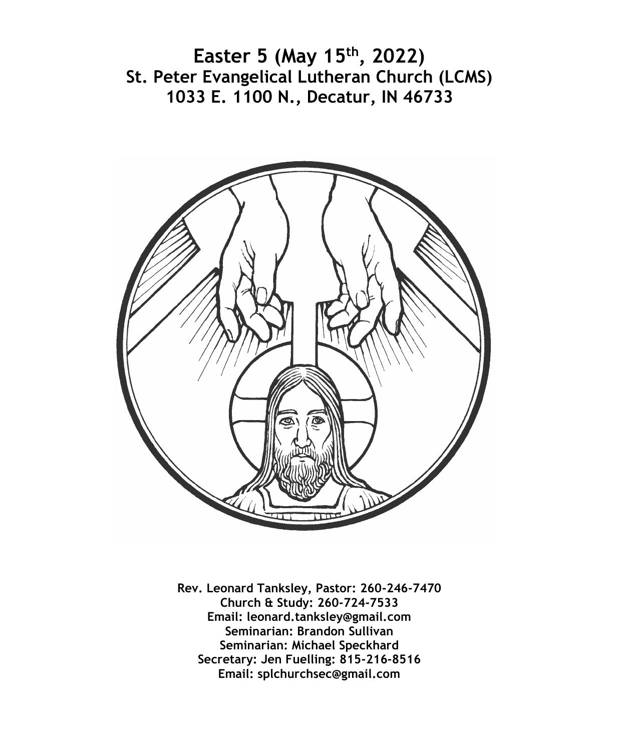# Easter 5 (May 15th, 2022)
## St. Peter Evangelical Lutheran Church (LCMS)
## 1033 E. 1100 N., Decatur, IN 46733

**Rev. Leonard Tanksley, Pastor: 260-246-7470**
**Church & Study: 260-724-7533**
**Email: leonard.tanksley@gmail.com**
**Seminarian: Brandon Sullivan**
**Seminarian: Michael Speckhard**
**Secretary: Jen Fuelling: 815-216-8516**
**Email: splchurchsec@gmail.com**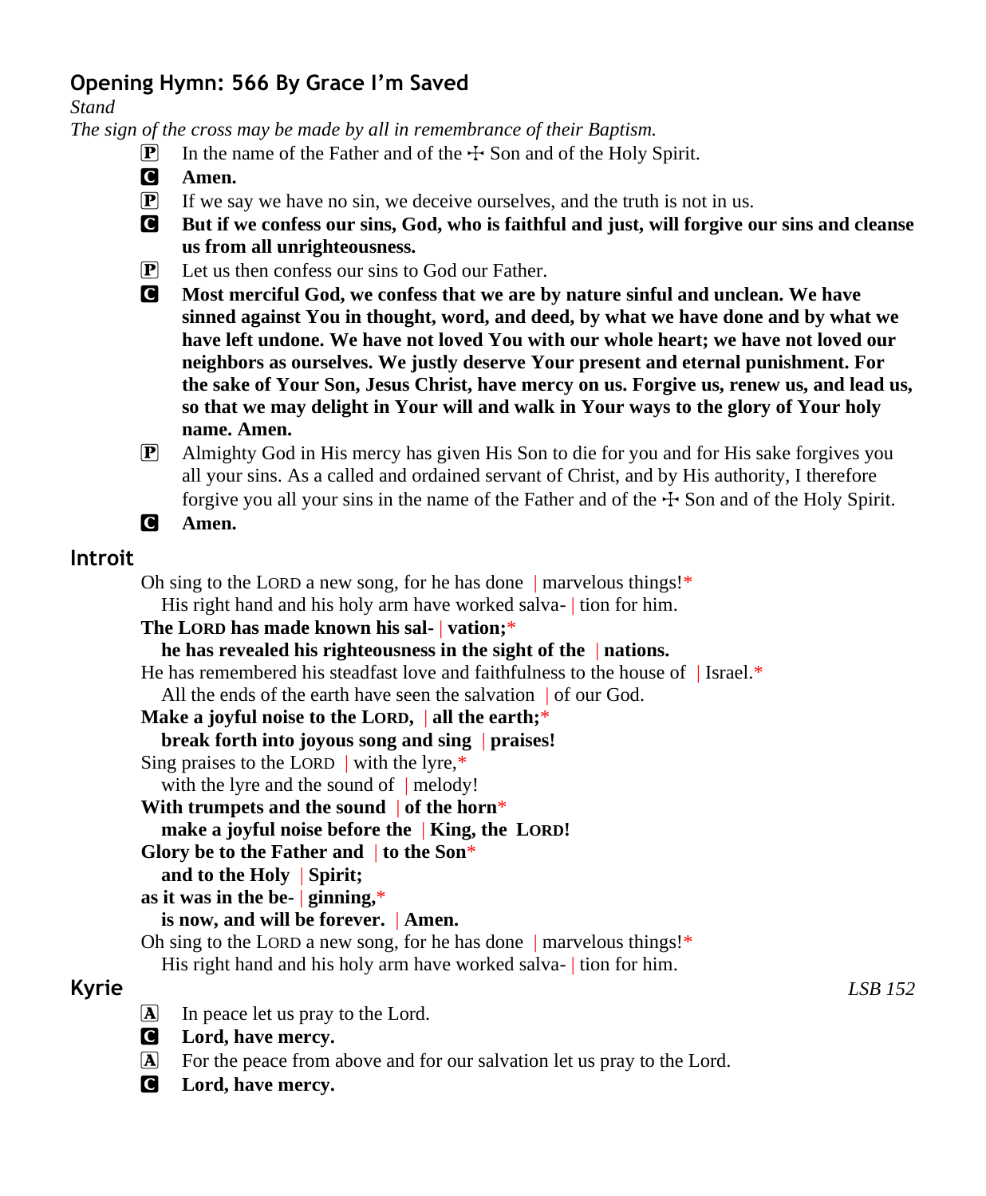## Opening Hymn: 566 By Grace I'm Saved

*Stand*

*The sign of the cross may be made by all in remembrance of their Baptism.*

P In the name of the Father and of the ☩ Son and of the Holy Spirit.

C **Amen.**

P If we say we have no sin, we deceive ourselves, and the truth is not in us.

C **But if we confess our sins, God, who is faithful and just, will forgive our sins and cleanse us from all unrighteousness.**

P Let us then confess our sins to God our Father.

C **Most merciful God, we confess that we are by nature sinful and unclean. We have sinned against You in thought, word, and deed, by what we have done and by what we have left undone. We have not loved You with our whole heart; we have not loved our neighbors as ourselves. We justly deserve Your present and eternal punishment. For the sake of Your Son, Jesus Christ, have mercy on us. Forgive us, renew us, and lead us, so that we may delight in Your will and walk in Your ways to the glory of Your holy name. Amen.**

P Almighty God in His mercy has given His Son to die for you and for His sake forgives you all your sins. As a called and ordained servant of Christ, and by His authority, I therefore forgive you all your sins in the name of the Father and of the ☩ Son and of the Holy Spirit.

C **Amen.**

## Introit

Oh sing to the LORD a new song, for he has done | marvelous things!*
His right hand and his holy arm have worked salva- | tion for him.

**The LORD has made known his sal- | vation;***
**he has revealed his righteousness in the sight of the | nations.**

He has remembered his steadfast love and faithfulness to the house of | Israel.*
All the ends of the earth have seen the salvation | of our God.

**Make a joyful noise to the LORD, | all the earth;***
**break forth into joyous song and sing | praises!**

Sing praises to the LORD | with the lyre,*
with the lyre and the sound of | melody!

**With trumpets and the sound | of the horn***
**make a joyful noise before the | King, the LORD!**

**Glory be to the Father and | to the Son***
**and to the Holy | Spirit;**
**as it was in the be- | ginning,***
**is now, and will be forever. | Amen.**

Oh sing to the LORD a new song, for he has done | marvelous things!*
His right hand and his holy arm have worked salva- | tion for him.

## Kyrie

*LSB 152*

A In peace let us pray to the Lord.

C **Lord, have mercy.**

A For the peace from above and for our salvation let us pray to the Lord.

C **Lord, have mercy.**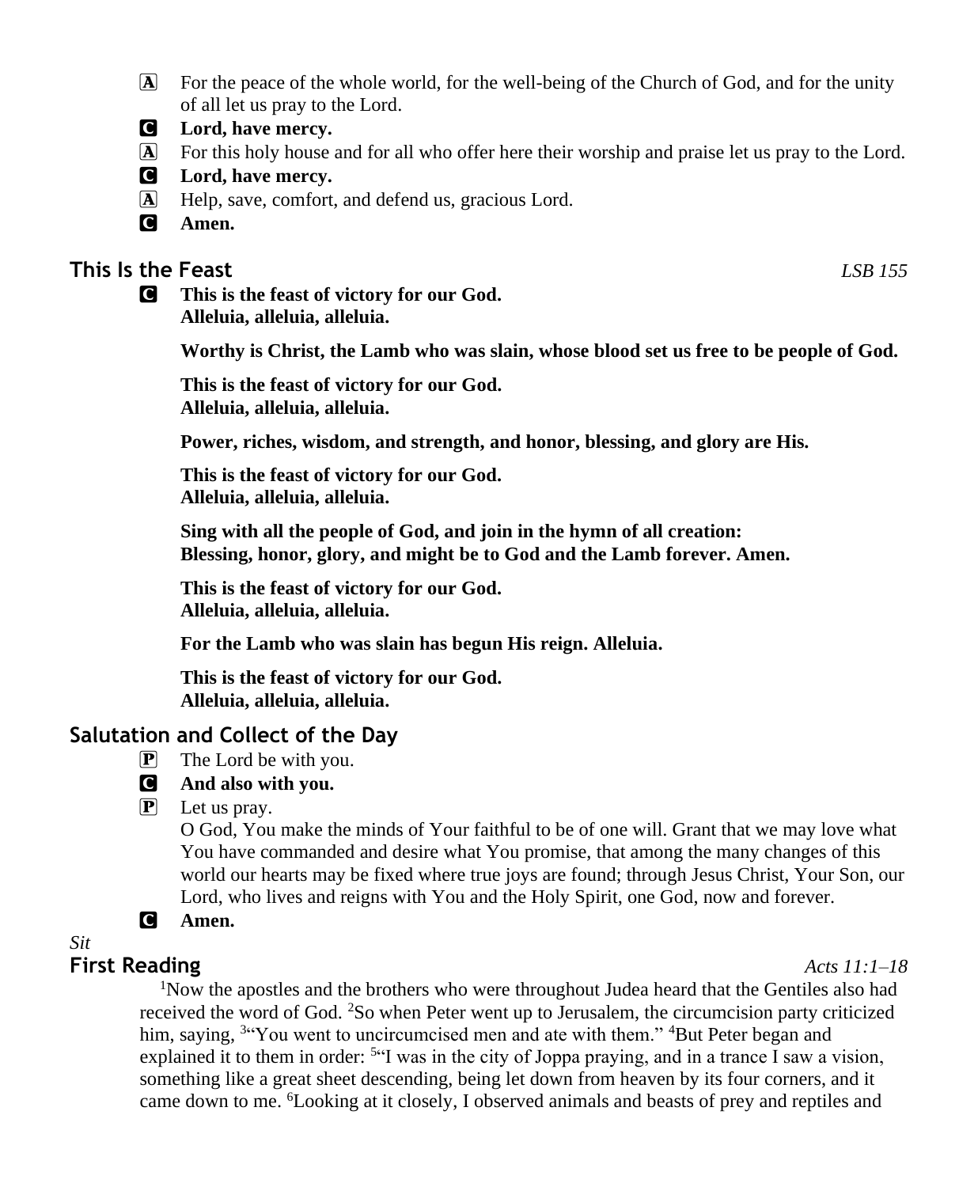A For the peace of the whole world, for the well-being of the Church of God, and for the unity of all let us pray to the Lord.

C **Lord, have mercy.**

A For this holy house and for all who offer here their worship and praise let us pray to the Lord.

C **Lord, have mercy.**

A Help, save, comfort, and defend us, gracious Lord.

C **Amen.**

## This Is the Feast *LSB 155*

C **This is the feast of victory for our God.**
**Alleluia, alleluia, alleluia.**

**Worthy is Christ, the Lamb who was slain, whose blood set us free to be people of God.**

**This is the feast of victory for our God.**
**Alleluia, alleluia, alleluia.**

**Power, riches, wisdom, and strength, and honor, blessing, and glory are His.**

**This is the feast of victory for our God.**
**Alleluia, alleluia, alleluia.**

**Sing with all the people of God, and join in the hymn of all creation:**
**Blessing, honor, glory, and might be to God and the Lamb forever. Amen.**

**This is the feast of victory for our God.**
**Alleluia, alleluia, alleluia.**

**For the Lamb who was slain has begun His reign. Alleluia.**

**This is the feast of victory for our God.**
**Alleluia, alleluia, alleluia.**

## Salutation and Collect of the Day

P The Lord be with you.

C **And also with you.**

P Let us pray.
O God, You make the minds of Your faithful to be of one will. Grant that we may love what You have commanded and desire what You promise, that among the many changes of this world our hearts may be fixed where true joys are found; through Jesus Christ, Your Son, our Lord, who lives and reigns with You and the Holy Spirit, one God, now and forever.

C **Amen.**

*Sit*

## First Reading *Acts 11:1–18*

[1]Now the apostles and the brothers who were throughout Judea heard that the Gentiles also had received the word of God. [2]So when Peter went up to Jerusalem, the circumcision party criticized him, saying, [3]"You went to uncircumcised men and ate with them." [4]But Peter began and explained it to them in order: [5]"I was in the city of Joppa praying, and in a trance I saw a vision, something like a great sheet descending, being let down from heaven by its four corners, and it came down to me. [6]Looking at it closely, I observed animals and beasts of prey and reptiles and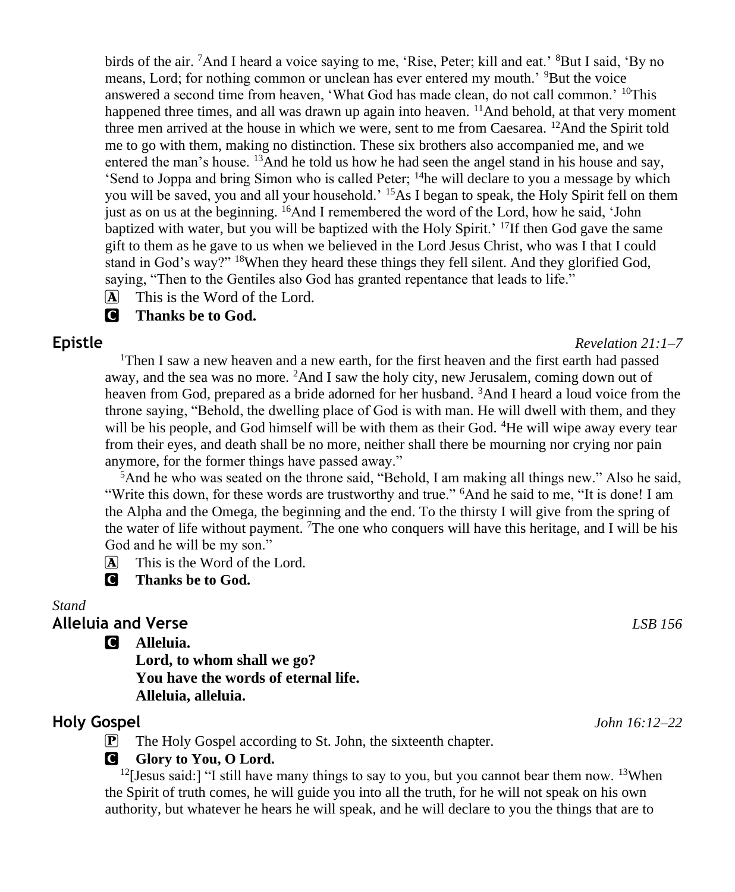birds of the air. [7]And I heard a voice saying to me, 'Rise, Peter; kill and eat.' [8]But I said, 'By no means, Lord; for nothing common or unclean has ever entered my mouth.' [9]But the voice answered a second time from heaven, 'What God has made clean, do not call common.' [10]This happened three times, and all was drawn up again into heaven. [11]And behold, at that very moment three men arrived at the house in which we were, sent to me from Caesarea. [12]And the Spirit told me to go with them, making no distinction. These six brothers also accompanied me, and we entered the man's house. [13]And he told us how he had seen the angel stand in his house and say, 'Send to Joppa and bring Simon who is called Peter; [14]he will declare to you a message by which you will be saved, you and all your household.' [15]As I began to speak, the Holy Spirit fell on them just as on us at the beginning. [16]And I remembered the word of the Lord, how he said, 'John baptized with water, but you will be baptized with the Holy Spirit.' [17]If then God gave the same gift to them as he gave to us when we believed in the Lord Jesus Christ, who was I that I could stand in God's way?" [18]When they heard these things they fell silent. And they glorified God, saying, "Then to the Gentiles also God has granted repentance that leads to life."

A This is the Word of the Lord.

C **Thanks be to God.**

## Epistle *Revelation 21:1–7*

[1]Then I saw a new heaven and a new earth, for the first heaven and the first earth had passed away, and the sea was no more. [2]And I saw the holy city, new Jerusalem, coming down out of heaven from God, prepared as a bride adorned for her husband. [3]And I heard a loud voice from the throne saying, "Behold, the dwelling place of God is with man. He will dwell with them, and they will be his people, and God himself will be with them as their God. [4]He will wipe away every tear from their eyes, and death shall be no more, neither shall there be mourning nor crying nor pain anymore, for the former things have passed away."

[5]And he who was seated on the throne said, "Behold, I am making all things new." Also he said, "Write this down, for these words are trustworthy and true." [6]And he said to me, "It is done! I am the Alpha and the Omega, the beginning and the end. To the thirsty I will give from the spring of the water of life without payment. [7]The one who conquers will have this heritage, and I will be his God and he will be my son."

A This is the Word of the Lord.

C **Thanks be to God.**

*Stand*

## Alleluia and Verse *LSB 156*

C **Alleluia.**
**Lord, to whom shall we go?**
**You have the words of eternal life.**
**Alleluia, alleluia.**

## Holy Gospel *John 16:12–22*

P The Holy Gospel according to St. John, the sixteenth chapter.

C **Glory to You, O Lord.**

[12][Jesus said:] "I still have many things to say to you, but you cannot bear them now. [13]When the Spirit of truth comes, he will guide you into all the truth, for he will not speak on his own authority, but whatever he hears he will speak, and he will declare to you the things that are to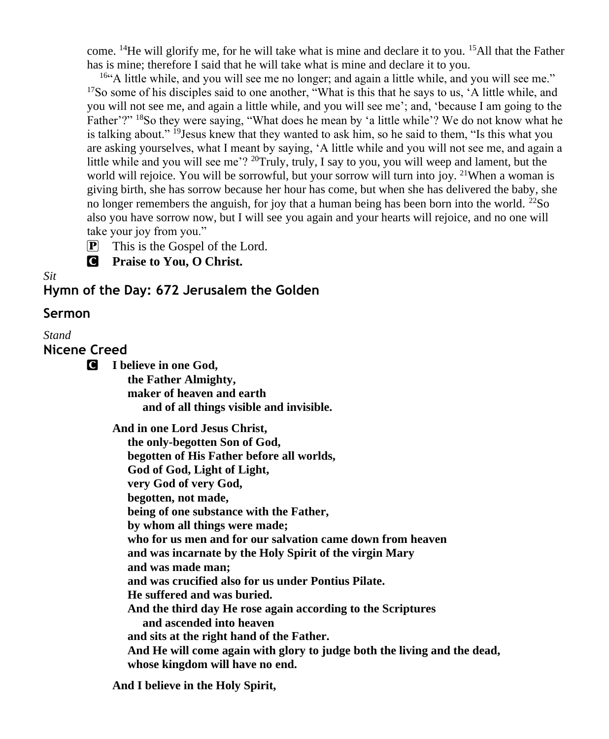come. [14]He will glorify me, for he will take what is mine and declare it to you. [15]All that the Father has is mine; therefore I said that he will take what is mine and declare it to you.

[16]"A little while, and you will see me no longer; and again a little while, and you will see me." [17]So some of his disciples said to one another, "What is this that he says to us, 'A little while, and you will not see me, and again a little while, and you will see me'; and, 'because I am going to the Father'?" [18]So they were saying, "What does he mean by 'a little while'? We do not know what he is talking about." [19]Jesus knew that they wanted to ask him, so he said to them, "Is this what you are asking yourselves, what I meant by saying, 'A little while and you will not see me, and again a little while and you will see me'? [20]Truly, truly, I say to you, you will weep and lament, but the world will rejoice. You will be sorrowful, but your sorrow will turn into joy. [21]When a woman is giving birth, she has sorrow because her hour has come, but when she has delivered the baby, she no longer remembers the anguish, for joy that a human being has been born into the world. [22]So also you have sorrow now, but I will see you again and your hearts will rejoice, and no one will take your joy from you."

P This is the Gospel of the Lord.

C **Praise to You, O Christ.**

*Sit*

## Hymn of the Day: 672 Jerusalem the Golden

## Sermon

*Stand*

## Nicene Creed

C **I believe in one God,**
**the Father Almighty,**
**maker of heaven and earth**
**and of all things visible and invisible.**

**And in one Lord Jesus Christ,**
**the only-begotten Son of God,**
**begotten of His Father before all worlds,**
**God of God, Light of Light,**
**very God of very God,**
**begotten, not made,**
**being of one substance with the Father,**
**by whom all things were made;**
**who for us men and for our salvation came down from heaven**
**and was incarnate by the Holy Spirit of the virgin Mary**
**and was made man;**
**and was crucified also for us under Pontius Pilate.**
**He suffered and was buried.**
**And the third day He rose again according to the Scriptures**
**and ascended into heaven**
**and sits at the right hand of the Father.**
**And He will come again with glory to judge both the living and the dead,**
**whose kingdom will have no end.**

**And I believe in the Holy Spirit,**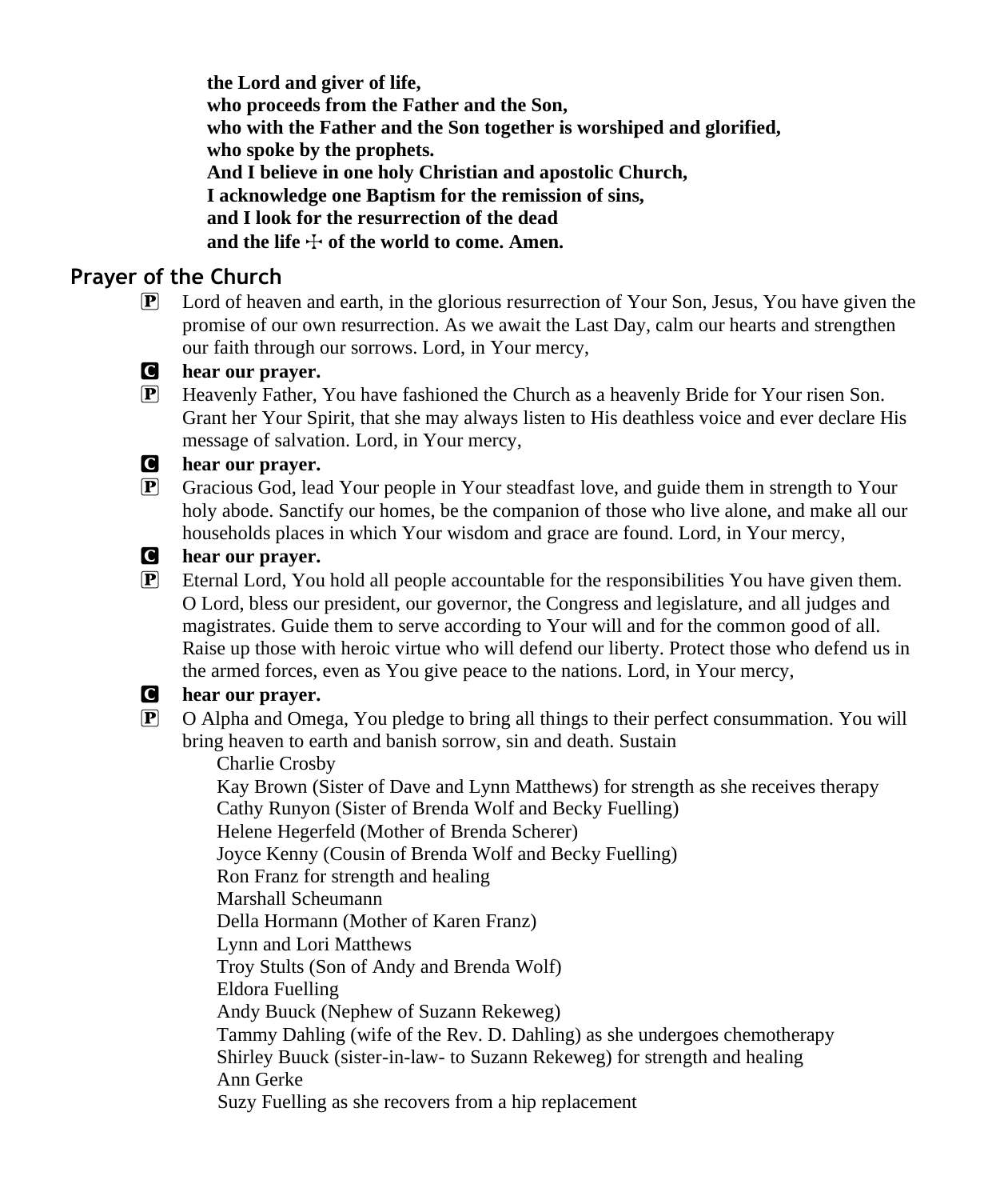**the Lord and giver of life,**
**who proceeds from the Father and the Son,**
**who with the Father and the Son together is worshiped and glorified,**
**who spoke by the prophets.**
**And I believe in one holy Christian and apostolic Church,**
**I acknowledge one Baptism for the remission of sins,**
**and I look for the resurrection of the dead**
**and the life ☩ of the world to come. Amen.**

## Prayer of the Church

P Lord of heaven and earth, in the glorious resurrection of Your Son, Jesus, You have given the promise of our own resurrection. As we await the Last Day, calm our hearts and strengthen our faith through our sorrows. Lord, in Your mercy,

C **hear our prayer.**

P Heavenly Father, You have fashioned the Church as a heavenly Bride for Your risen Son. Grant her Your Spirit, that she may always listen to His deathless voice and ever declare His message of salvation. Lord, in Your mercy,

C **hear our prayer.**

P Gracious God, lead Your people in Your steadfast love, and guide them in strength to Your holy abode. Sanctify our homes, be the companion of those who live alone, and make all our households places in which Your wisdom and grace are found. Lord, in Your mercy,

C **hear our prayer.**

P Eternal Lord, You hold all people accountable for the responsibilities You have given them. O Lord, bless our president, our governor, the Congress and legislature, and all judges and magistrates. Guide them to serve according to Your will and for the common good of all. Raise up those with heroic virtue who will defend our liberty. Protect those who defend us in the armed forces, even as You give peace to the nations. Lord, in Your mercy,

C **hear our prayer.**

P O Alpha and Omega, You pledge to bring all things to their perfect consummation. You will bring heaven to earth and banish sorrow, sin and death. Sustain

Charlie Crosby
Kay Brown (Sister of Dave and Lynn Matthews) for strength as she receives therapy
Cathy Runyon (Sister of Brenda Wolf and Becky Fuelling)
Helene Hegerfeld (Mother of Brenda Scherer)
Joyce Kenny (Cousin of Brenda Wolf and Becky Fuelling)
Ron Franz for strength and healing
Marshall Scheumann
Della Hormann (Mother of Karen Franz)
Lynn and Lori Matthews
Troy Stults (Son of Andy and Brenda Wolf)
Eldora Fuelling
Andy Buuck (Nephew of Suzann Rekeweg)
Tammy Dahling (wife of the Rev. D. Dahling) as she undergoes chemotherapy
Shirley Buuck (sister-in-law- to Suzann Rekeweg) for strength and healing
Ann Gerke
Suzy Fuelling as she recovers from a hip replacement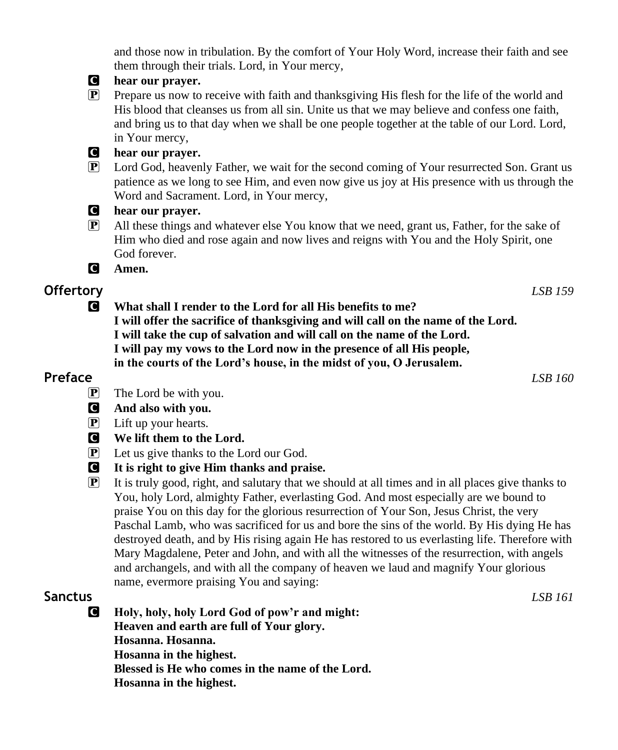and those now in tribulation. By the comfort of Your Holy Word, increase their faith and see them through their trials. Lord, in Your mercy,

**C** **hear our prayer.**

**P** Prepare us now to receive with faith and thanksgiving His flesh for the life of the world and His blood that cleanses us from all sin. Unite us that we may believe and confess one faith, and bring us to that day when we shall be one people together at the table of our Lord. Lord, in Your mercy,

**C** **hear our prayer.**

**P** Lord God, heavenly Father, we wait for the second coming of Your resurrected Son. Grant us patience as we long to see Him, and even now give us joy at His presence with us through the Word and Sacrament. Lord, in Your mercy,

**C** **hear our prayer.**

**P** All these things and whatever else You know that we need, grant us, Father, for the sake of Him who died and rose again and now lives and reigns with You and the Holy Spirit, one God forever.

**C** **Amen.**

## Offertory *LSB 159*

**C** **What shall I render to the Lord for all His benefits to me?**
**I will offer the sacrifice of thanksgiving and will call on the name of the Lord.**
**I will take the cup of salvation and will call on the name of the Lord.**
**I will pay my vows to the Lord now in the presence of all His people,**
**in the courts of the Lord's house, in the midst of you, O Jerusalem.**

## Preface *LSB 160*

**P** The Lord be with you.

**C** **And also with you.**

**P** Lift up your hearts.

**C** **We lift them to the Lord.**

**P** Let us give thanks to the Lord our God.

**C** **It is right to give Him thanks and praise.**

**P** It is truly good, right, and salutary that we should at all times and in all places give thanks to You, holy Lord, almighty Father, everlasting God. And most especially are we bound to praise You on this day for the glorious resurrection of Your Son, Jesus Christ, the very Paschal Lamb, who was sacrificed for us and bore the sins of the world. By His dying He has destroyed death, and by His rising again He has restored to us everlasting life. Therefore with Mary Magdalene, Peter and John, and with all the witnesses of the resurrection, with angels and archangels, and with all the company of heaven we laud and magnify Your glorious name, evermore praising You and saying:

## Sanctus *LSB 161*

**C** **Holy, holy, holy Lord God of pow'r and might:**
**Heaven and earth are full of Your glory.**
**Hosanna. Hosanna.**
**Hosanna in the highest.**
**Blessed is He who comes in the name of the Lord.**
**Hosanna in the highest.**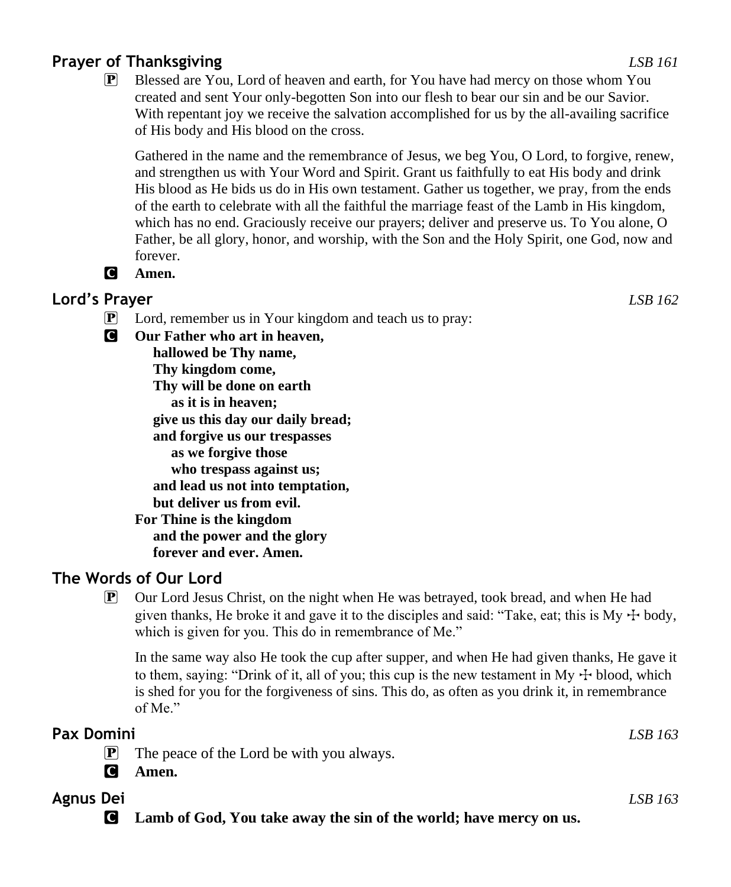## Prayer of Thanksgiving *LSB 161*

P Blessed are You, Lord of heaven and earth, for You have had mercy on those whom You created and sent Your only-begotten Son into our flesh to bear our sin and be our Savior. With repentant joy we receive the salvation accomplished for us by the all-availing sacrifice of His body and His blood on the cross.

Gathered in the name and the remembrance of Jesus, we beg You, O Lord, to forgive, renew, and strengthen us with Your Word and Spirit. Grant us faithfully to eat His body and drink His blood as He bids us do in His own testament. Gather us together, we pray, from the ends of the earth to celebrate with all the faithful the marriage feast of the Lamb in His kingdom, which has no end. Graciously receive our prayers; deliver and preserve us. To You alone, O Father, be all glory, honor, and worship, with the Son and the Holy Spirit, one God, now and forever.

C **Amen.**

## Lord's Prayer *LSB 162*

P Lord, remember us in Your kingdom and teach us to pray:

C **Our Father who art in heaven,**
**hallowed be Thy name,**
**Thy kingdom come,**
**Thy will be done on earth**
**as it is in heaven;**
**give us this day our daily bread;**
**and forgive us our trespasses**
**as we forgive those**
**who trespass against us;**
**and lead us not into temptation,**
**but deliver us from evil.**
**For Thine is the kingdom**
**and the power and the glory**
**forever and ever. Amen.**

## The Words of Our Lord

P Our Lord Jesus Christ, on the night when He was betrayed, took bread, and when He had given thanks, He broke it and gave it to the disciples and said: "Take, eat; this is My ☩ body, which is given for you. This do in remembrance of Me."

In the same way also He took the cup after supper, and when He had given thanks, He gave it to them, saying: "Drink of it, all of you; this cup is the new testament in My ☩ blood, which is shed for you for the forgiveness of sins. This do, as often as you drink it, in remembrance of Me."

## Pax Domini *LSB 163*

P The peace of the Lord be with you always.

C **Amen.**

## Agnus Dei *LSB 163*

C **Lamb of God, You take away the sin of the world; have mercy on us.**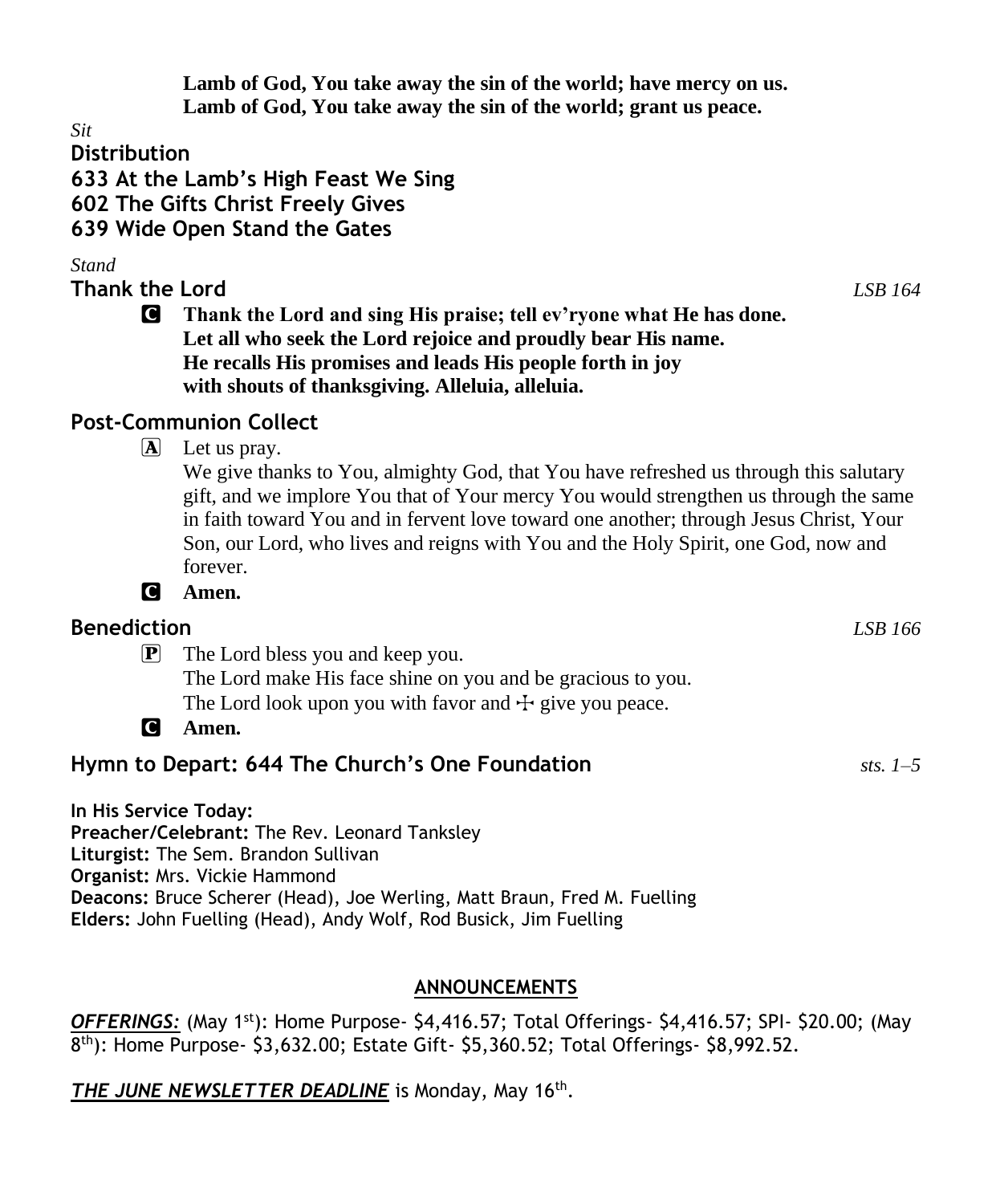**Lamb of God, You take away the sin of the world; have mercy on us.**
**Lamb of God, You take away the sin of the world; grant us peace.**

*Sit*

**Distribution**

**633 At the Lamb's High Feast We Sing**

**602 The Gifts Christ Freely Gives**

**639 Wide Open Stand the Gates**

*Stand*

**Thank the Lord** *LSB 164*

C **Thank the Lord and sing His praise; tell ev'ryone what He has done. Let all who seek the Lord rejoice and proudly bear His name. He recalls His promises and leads His people forth in joy with shouts of thanksgiving. Alleluia, alleluia.**

**Post-Communion Collect**

A Let us pray.
We give thanks to You, almighty God, that You have refreshed us through this salutary gift, and we implore You that of Your mercy You would strengthen us through the same in faith toward You and in fervent love toward one another; through Jesus Christ, Your Son, our Lord, who lives and reigns with You and the Holy Spirit, one God, now and forever.

C **Amen.**

**Benediction** *LSB 166*

P The Lord bless you and keep you.
The Lord make His face shine on you and be gracious to you.
The Lord look upon you with favor and ☩ give you peace.

C **Amen.**

**Hymn to Depart: 644 The Church's One Foundation** *sts. 1–5*

**In His Service Today:**
**Preacher/Celebrant:** The Rev. Leonard Tanksley
**Liturgist:** The Sem. Brandon Sullivan
**Organist:** Mrs. Vickie Hammond
**Deacons:** Bruce Scherer (Head), Joe Werling, Matt Braun, Fred M. Fuelling
**Elders:** John Fuelling (Head), Andy Wolf, Rod Busick, Jim Fuelling

**ANNOUNCEMENTS**

***OFFERINGS:*** (May 1st): Home Purpose- $4,416.57; Total Offerings- $4,416.57; SPI- $20.00; (May 8th): Home Purpose- $3,632.00; Estate Gift- $5,360.52; Total Offerings- $8,992.52.

***THE JUNE NEWSLETTER DEADLINE*** is Monday, May 16th.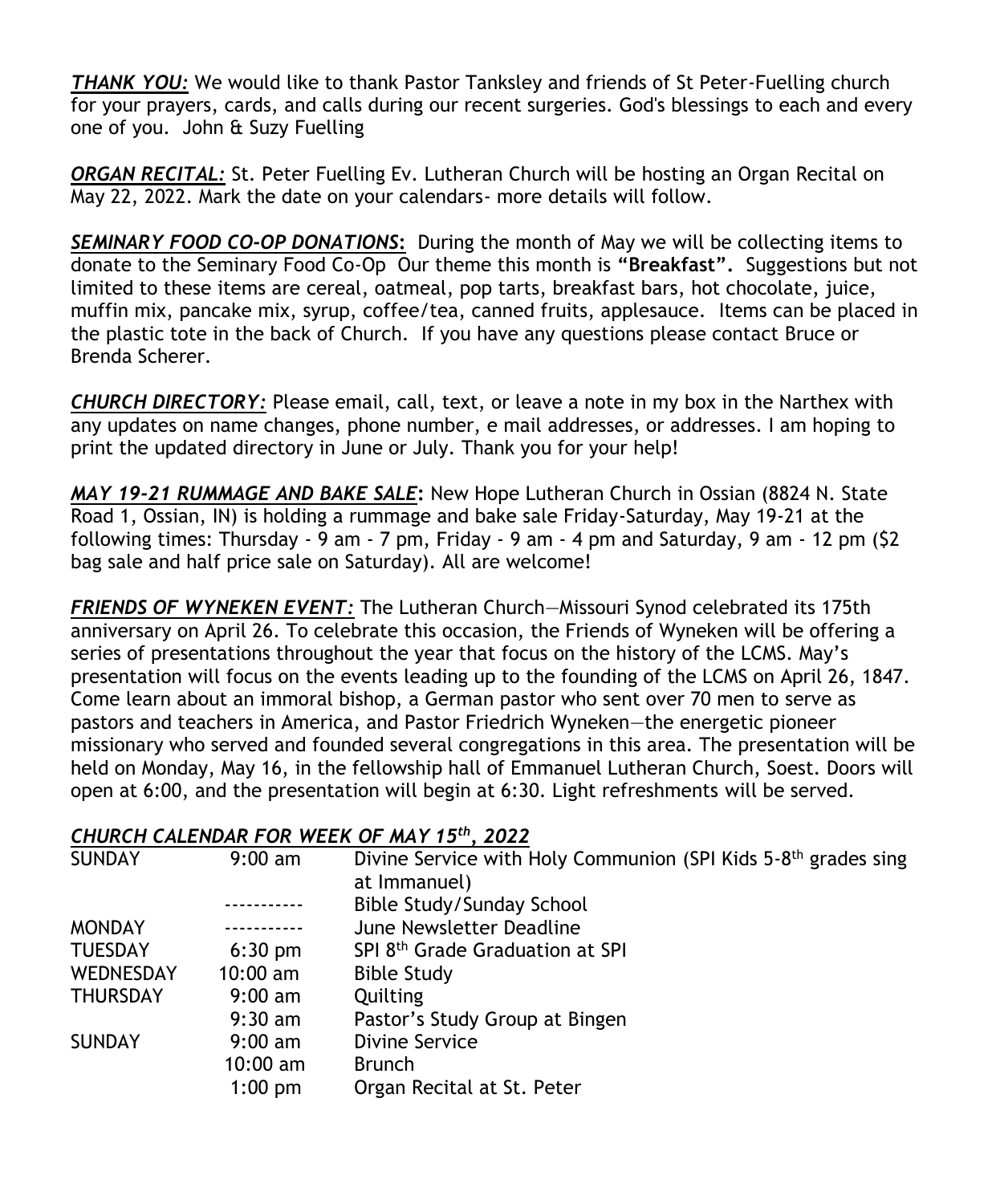***THANK YOU:*** We would like to thank Pastor Tanksley and friends of St Peter-Fuelling church for your prayers, cards, and calls during our recent surgeries. God's blessings to each and every one of you. John & Suzy Fuelling

***ORGAN RECITAL:*** St. Peter Fuelling Ev. Lutheran Church will be hosting an Organ Recital on May 22, 2022. Mark the date on your calendars- more details will follow.

***SEMINARY FOOD CO-OP DONATIONS*:** During the month of May we will be collecting items to donate to the Seminary Food Co-Op Our theme this month is **"Breakfast".** Suggestions but not limited to these items are cereal, oatmeal, pop tarts, breakfast bars, hot chocolate, juice, muffin mix, pancake mix, syrup, coffee/tea, canned fruits, applesauce. Items can be placed in the plastic tote in the back of Church. If you have any questions please contact Bruce or Brenda Scherer.

***CHURCH DIRECTORY:*** Please email, call, text, or leave a note in my box in the Narthex with any updates on name changes, phone number, e mail addresses, or addresses. I am hoping to print the updated directory in June or July. Thank you for your help!

***MAY 19-21 RUMMAGE AND BAKE SALE*:** New Hope Lutheran Church in Ossian (8824 N. State Road 1, Ossian, IN) is holding a rummage and bake sale Friday-Saturday, May 19-21 at the following times: Thursday - 9 am - 7 pm, Friday - 9 am - 4 pm and Saturday, 9 am - 12 pm ($2 bag sale and half price sale on Saturday). All are welcome!

***FRIENDS OF WYNEKEN EVENT:*** The Lutheran Church—Missouri Synod celebrated its 175th anniversary on April 26. To celebrate this occasion, the Friends of Wyneken will be offering a series of presentations throughout the year that focus on the history of the LCMS. May's presentation will focus on the events leading up to the founding of the LCMS on April 26, 1847. Come learn about an immoral bishop, a German pastor who sent over 70 men to serve as pastors and teachers in America, and Pastor Friedrich Wyneken—the energetic pioneer missionary who served and founded several congregations in this area. The presentation will be held on Monday, May 16, in the fellowship hall of Emmanuel Lutheran Church, Soest. Doors will open at 6:00, and the presentation will begin at 6:30. Light refreshments will be served.

***CHURCH CALENDAR FOR WEEK OF MAY 15th, 2022***

| | | |
|---|---|---|
| SUNDAY | 9:00 am | Divine Service with Holy Communion (SPI Kids 5-8th grades sing at Immanuel) |
| | ----------- | Bible Study/Sunday School |
| MONDAY | ----------- | June Newsletter Deadline |
| TUESDAY | 6:30 pm | SPI 8th Grade Graduation at SPI |
| WEDNESDAY | 10:00 am | Bible Study |
| THURSDAY | 9:00 am | Quilting |
| | 9:30 am | Pastor's Study Group at Bingen |
| SUNDAY | 9:00 am | Divine Service |
| | 10:00 am | Brunch |
| | 1:00 pm | Organ Recital at St. Peter |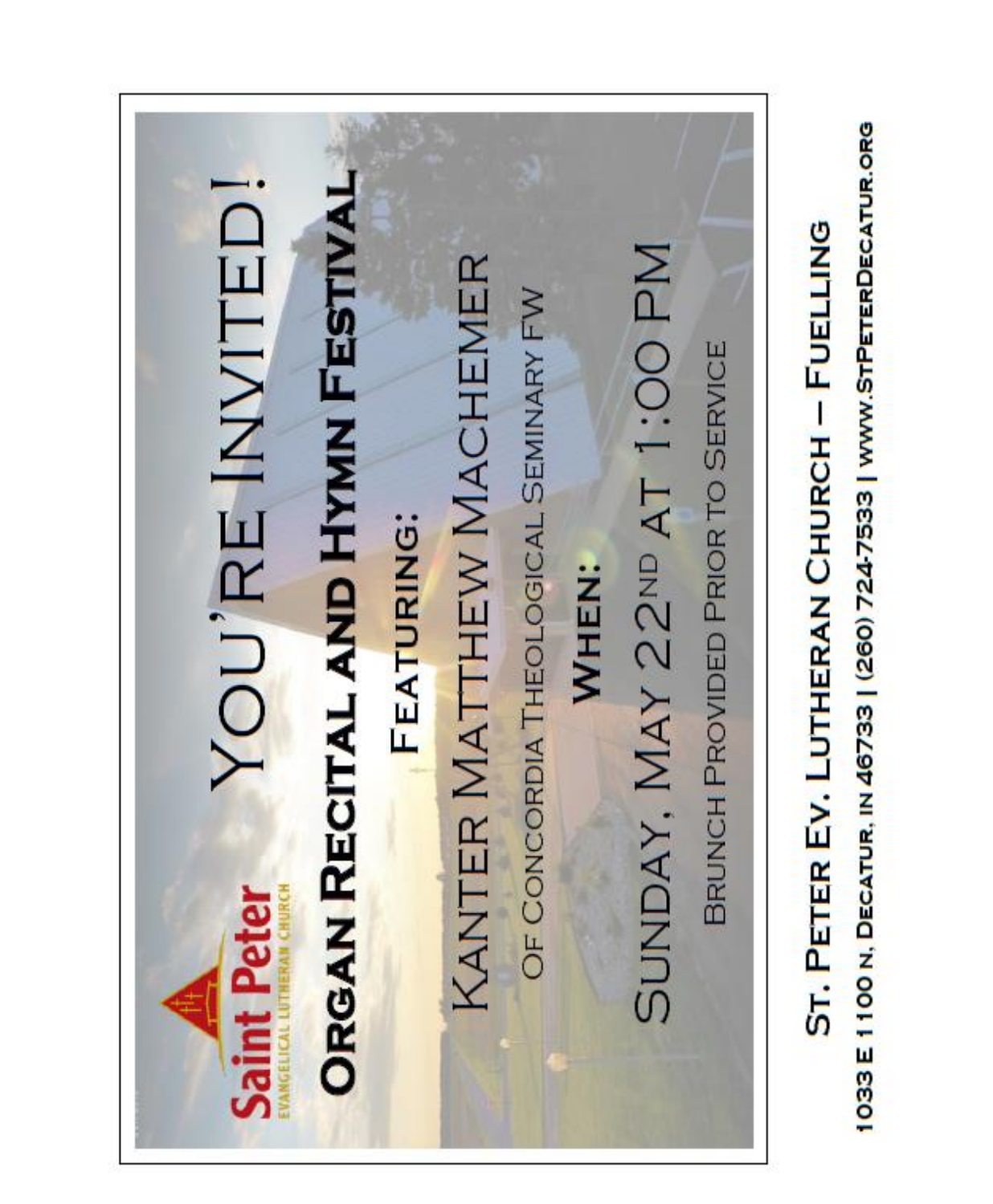**Saint Peter**
EVANGELICAL LUTHERAN CHURCH

# YOU'RE INVITED!

## ORGAN RECITAL AND HYMN FESTIVAL

**FEATURING:**

KANTER MATTHEW MACHEMER

OF CONCORDIA THEOLOGICAL SEMINARY FW

**WHEN:**

SUNDAY, MAY 22ND AT 1:00 PM

BRUNCH PROVIDED PRIOR TO SERVICE

**ST. PETER EV. LUTHERAN CHURCH – FUELLING**

**1033 E 1100 N, DECATUR, IN 46733 | (260) 724-7533 | WWW.STPETERDECATUR.ORG**